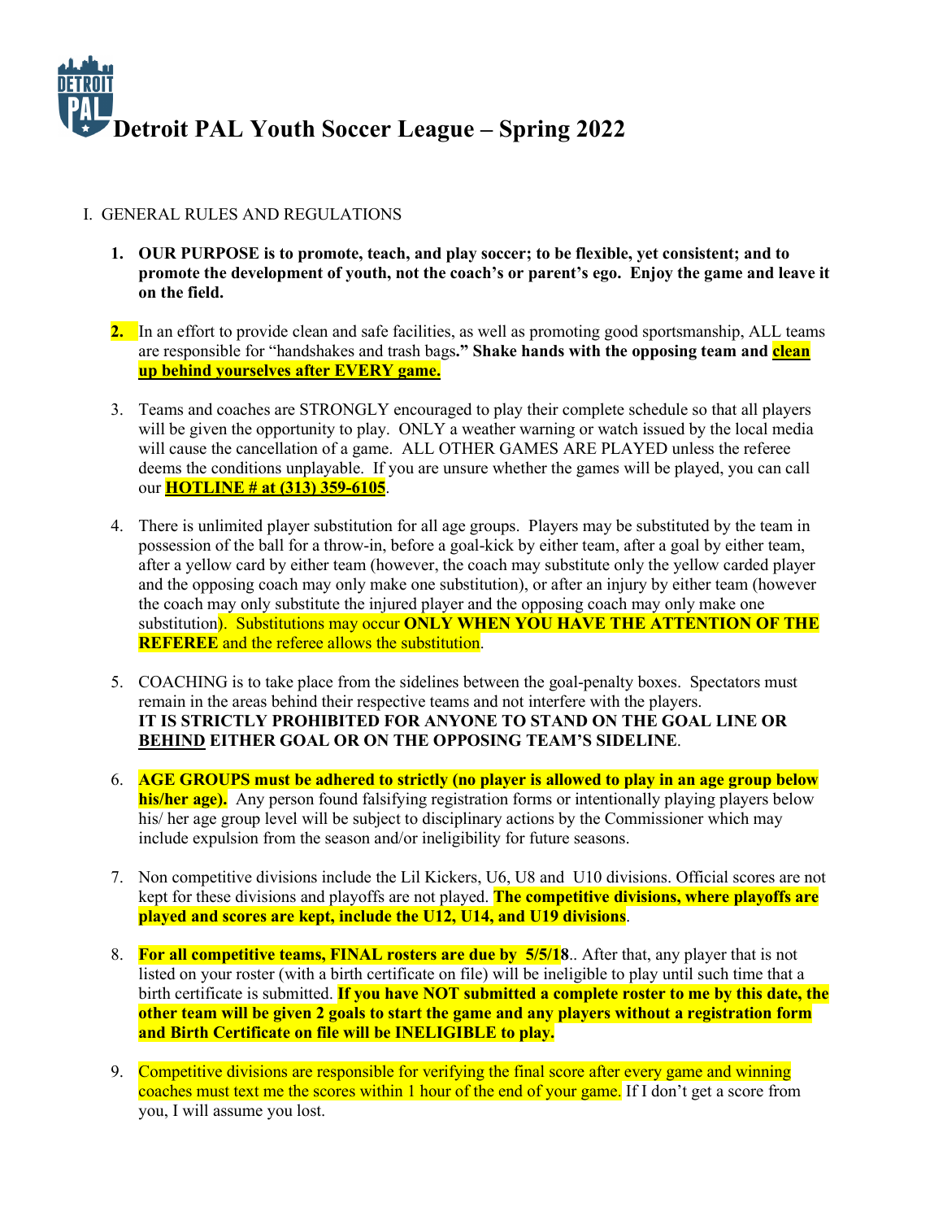# Detroit PAL Youth Soccer League – Spring 2022

I. GENERAL RULES AND REGULATIONS

1. **OUR PURPOSE is to promote, teach, and play soccer; to be flexible, yet consistent; and to promote the development of youth, not the coach's or parent's ego. Enjoy the game and leave it on the field.**

2. In an effort to provide clean and safe facilities, as well as promoting good sportsmanship, ALL teams are responsible for "handshakes and trash bags**." Shake hands with the opposing team and clean up behind yourselves after EVERY game.**

3. Teams and coaches are STRONGLY encouraged to play their complete schedule so that all players will be given the opportunity to play. ONLY a weather warning or watch issued by the local media will cause the cancellation of a game. ALL OTHER GAMES ARE PLAYED unless the referee deems the conditions unplayable. If you are unsure whether the games will be played, you can call our **HOTLINE # at (313) 359-6105**.

4. There is unlimited player substitution for all age groups. Players may be substituted by the team in possession of the ball for a throw-in, before a goal-kick by either team, after a goal by either team, after a yellow card by either team (however, the coach may substitute only the yellow carded player and the opposing coach may only make one substitution), or after an injury by either team (however the coach may only substitute the injured player and the opposing coach may only make one substitution). Substitutions may occur **ONLY WHEN YOU HAVE THE ATTENTION OF THE REFEREE** and the referee allows the substitution.

5. COACHING is to take place from the sidelines between the goal-penalty boxes. Spectators must remain in the areas behind their respective teams and not interfere with the players. **IT IS STRICTLY PROHIBITED FOR ANYONE TO STAND ON THE GOAL LINE OR BEHIND EITHER GOAL OR ON THE OPPOSING TEAM'S SIDELINE**.

6. **AGE GROUPS must be adhered to strictly (no player is allowed to play in an age group below his/her age).** Any person found falsifying registration forms or intentionally playing players below his/ her age group level will be subject to disciplinary actions by the Commissioner which may include expulsion from the season and/or ineligibility for future seasons.

7. Non competitive divisions include the Lil Kickers, U6, U8 and U10 divisions. Official scores are not kept for these divisions and playoffs are not played. **The competitive divisions, where playoffs are played and scores are kept, include the U12, U14, and U19 divisions**.

8. **For all competitive teams, FINAL rosters are due by 5/5/18**.. After that, any player that is not listed on your roster (with a birth certificate on file) will be ineligible to play until such time that a birth certificate is submitted. **If you have NOT submitted a complete roster to me by this date, the other team will be given 2 goals to start the game and any players without a registration form and Birth Certificate on file will be INELIGIBLE to play.**

9. Competitive divisions are responsible for verifying the final score after every game and winning coaches must text me the scores within 1 hour of the end of your game. If I don't get a score from you, I will assume you lost.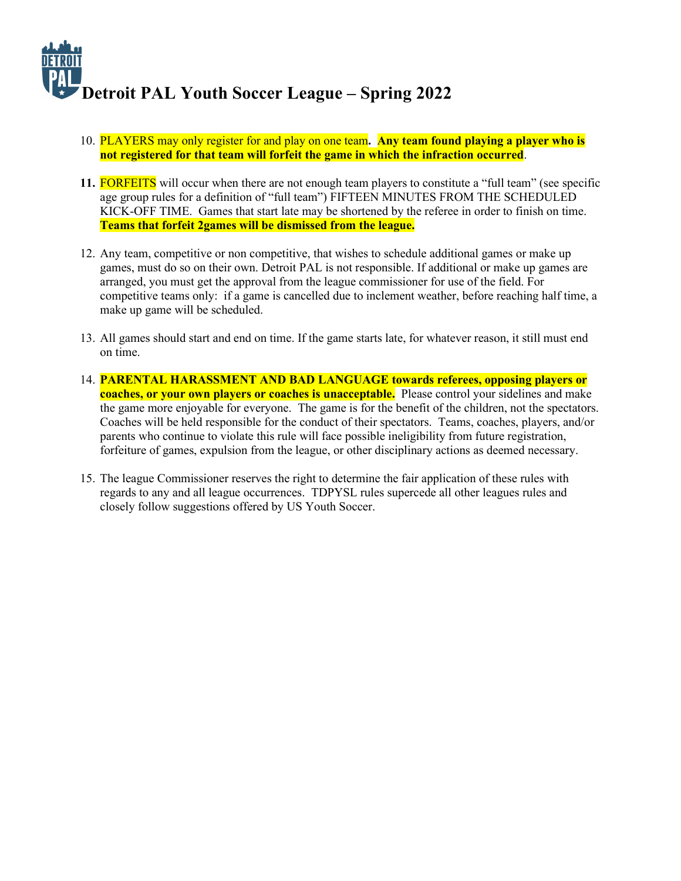# Detroit PAL Youth Soccer League – Spring 2022

10. PLAYERS may only register for and play on one team**. Any team found playing a player who is not registered for that team will forfeit the game in which the infraction occurred**.

11. FORFEITS will occur when there are not enough team players to constitute a "full team" (see specific age group rules for a definition of "full team") FIFTEEN MINUTES FROM THE SCHEDULED KICK-OFF TIME. Games that start late may be shortened by the referee in order to finish on time. **Teams that forfeit 2games will be dismissed from the league.**

12. Any team, competitive or non competitive, that wishes to schedule additional games or make up games, must do so on their own. Detroit PAL is not responsible. If additional or make up games are arranged, you must get the approval from the league commissioner for use of the field. For competitive teams only: if a game is cancelled due to inclement weather, before reaching half time, a make up game will be scheduled.

13. All games should start and end on time. If the game starts late, for whatever reason, it still must end on time.

14. **PARENTAL HARASSMENT AND BAD LANGUAGE towards referees, opposing players or coaches, or your own players or coaches is unacceptable.** Please control your sidelines and make the game more enjoyable for everyone. The game is for the benefit of the children, not the spectators. Coaches will be held responsible for the conduct of their spectators. Teams, coaches, players, and/or parents who continue to violate this rule will face possible ineligibility from future registration, forfeiture of games, expulsion from the league, or other disciplinary actions as deemed necessary.

15. The league Commissioner reserves the right to determine the fair application of these rules with regards to any and all league occurrences. TDPYSL rules supercede all other leagues rules and closely follow suggestions offered by US Youth Soccer.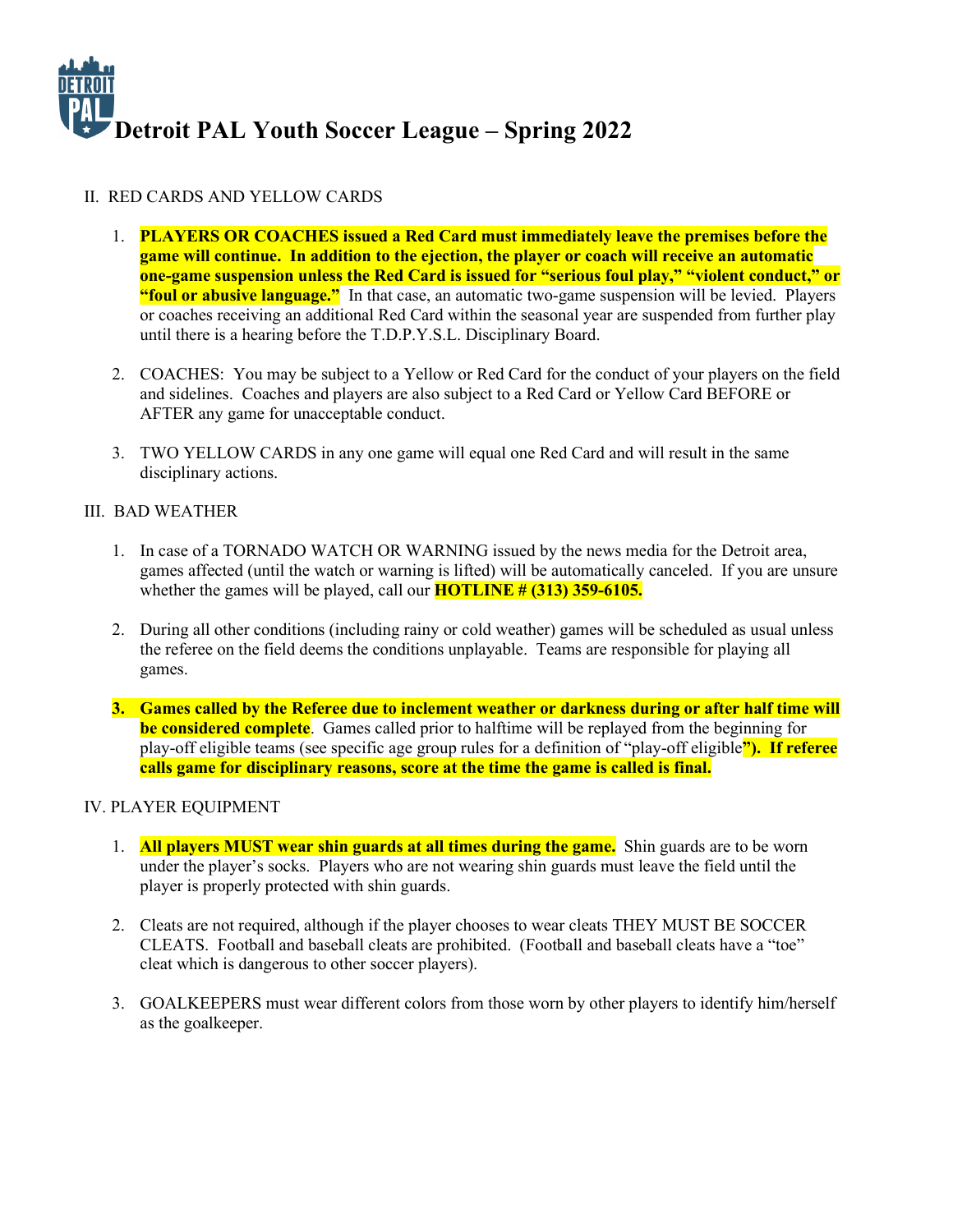# Detroit PAL Youth Soccer League – Spring 2022

## II. RED CARDS AND YELLOW CARDS

1. **PLAYERS OR COACHES issued a Red Card must immediately leave the premises before the game will continue. In addition to the ejection, the player or coach will receive an automatic one-game suspension unless the Red Card is issued for "serious foul play," "violent conduct," or "foul or abusive language."** In that case, an automatic two-game suspension will be levied. Players or coaches receiving an additional Red Card within the seasonal year are suspended from further play until there is a hearing before the T.D.P.Y.S.L. Disciplinary Board.

2. COACHES: You may be subject to a Yellow or Red Card for the conduct of your players on the field and sidelines. Coaches and players are also subject to a Red Card or Yellow Card BEFORE or AFTER any game for unacceptable conduct.

3. TWO YELLOW CARDS in any one game will equal one Red Card and will result in the same disciplinary actions.

## III. BAD WEATHER

1. In case of a TORNADO WATCH OR WARNING issued by the news media for the Detroit area, games affected (until the watch or warning is lifted) will be automatically canceled. If you are unsure whether the games will be played, call our **HOTLINE # (313) 359-6105.**

2. During all other conditions (including rainy or cold weather) games will be scheduled as usual unless the referee on the field deems the conditions unplayable. Teams are responsible for playing all games.

3. **Games called by the Referee due to inclement weather or darkness during or after half time will be considered complete**. Games called prior to halftime will be replayed from the beginning for play-off eligible teams (see specific age group rules for a definition of "play-off eligible**"). If referee calls game for disciplinary reasons, score at the time the game is called is final.**

## IV. PLAYER EQUIPMENT

1. **All players MUST wear shin guards at all times during the game.** Shin guards are to be worn under the player's socks. Players who are not wearing shin guards must leave the field until the player is properly protected with shin guards.

2. Cleats are not required, although if the player chooses to wear cleats THEY MUST BE SOCCER CLEATS. Football and baseball cleats are prohibited. (Football and baseball cleats have a "toe" cleat which is dangerous to other soccer players).

3. GOALKEEPERS must wear different colors from those worn by other players to identify him/herself as the goalkeeper.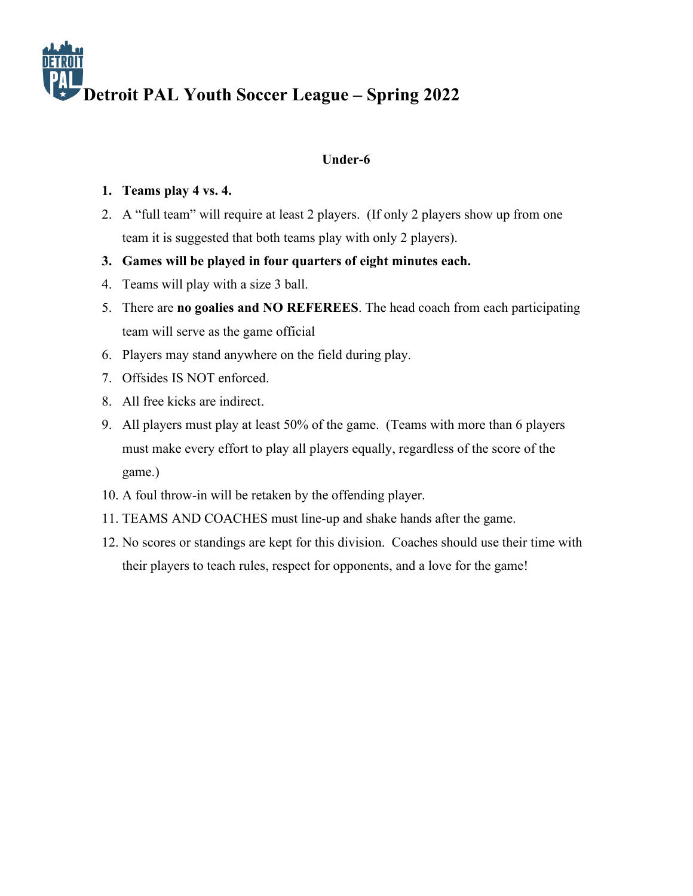# Detroit PAL Youth Soccer League – Spring 2022

**Under-6**

1. **Teams play 4 vs. 4.**
2. A "full team" will require at least 2 players. (If only 2 players show up from one team it is suggested that both teams play with only 2 players).
3. **Games will be played in four quarters of eight minutes each.**
4. Teams will play with a size 3 ball.
5. There are **no goalies and NO REFEREES**. The head coach from each participating team will serve as the game official
6. Players may stand anywhere on the field during play.
7. Offsides IS NOT enforced.
8. All free kicks are indirect.
9. All players must play at least 50% of the game. (Teams with more than 6 players must make every effort to play all players equally, regardless of the score of the game.)
10. A foul throw-in will be retaken by the offending player.
11. TEAMS AND COACHES must line-up and shake hands after the game.
12. No scores or standings are kept for this division. Coaches should use their time with their players to teach rules, respect for opponents, and a love for the game!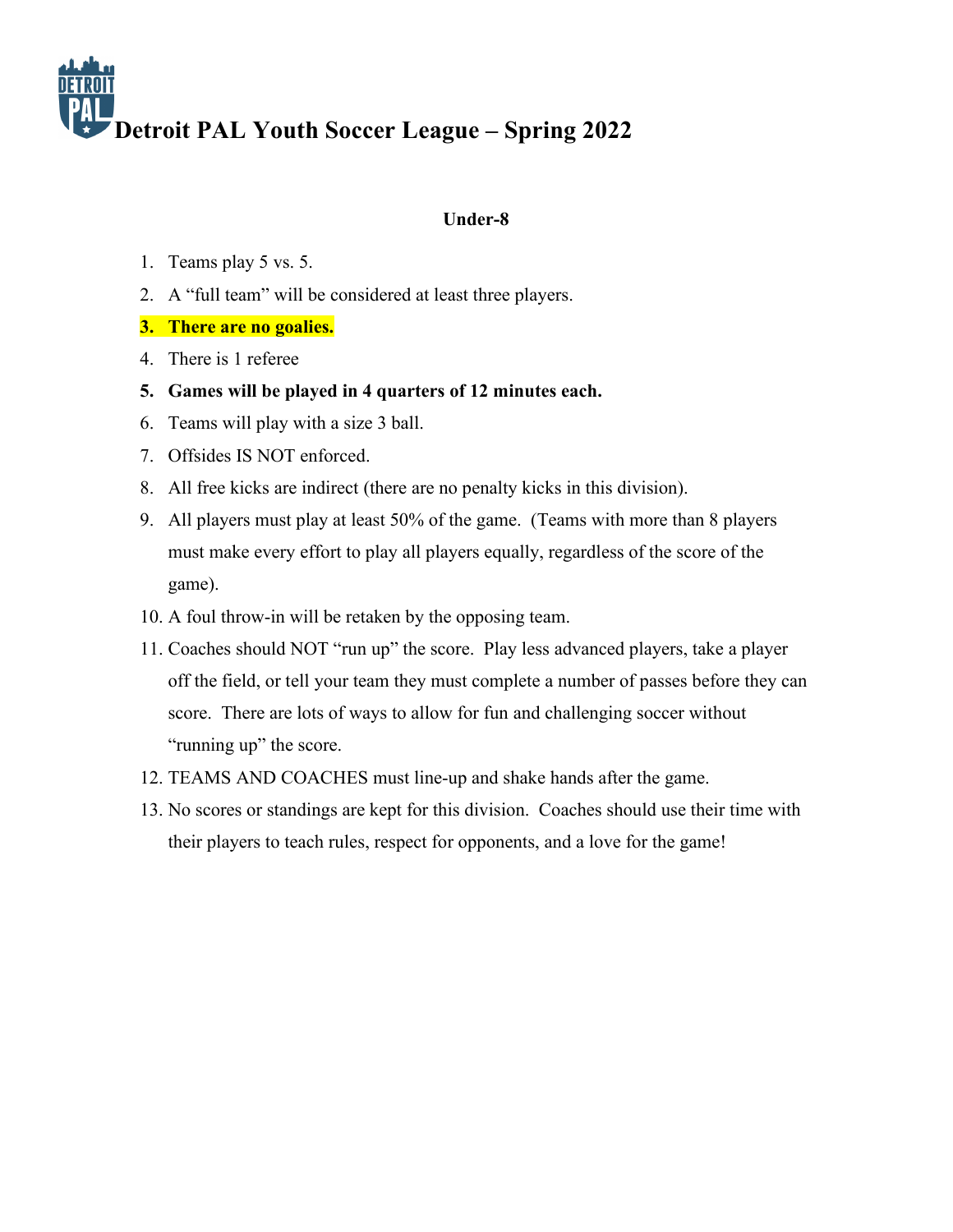# Detroit PAL Youth Soccer League – Spring 2022

**Under-8**

1. Teams play 5 vs. 5.
2. A "full team" will be considered at least three players.
3. **There are no goalies.**
4. There is 1 referee
5. **Games will be played in 4 quarters of 12 minutes each.**
6. Teams will play with a size 3 ball.
7. Offsides IS NOT enforced.
8. All free kicks are indirect (there are no penalty kicks in this division).
9. All players must play at least 50% of the game. (Teams with more than 8 players must make every effort to play all players equally, regardless of the score of the game).
10. A foul throw-in will be retaken by the opposing team.
11. Coaches should NOT "run up" the score. Play less advanced players, take a player off the field, or tell your team they must complete a number of passes before they can score. There are lots of ways to allow for fun and challenging soccer without "running up" the score.
12. TEAMS AND COACHES must line-up and shake hands after the game.
13. No scores or standings are kept for this division. Coaches should use their time with their players to teach rules, respect for opponents, and a love for the game!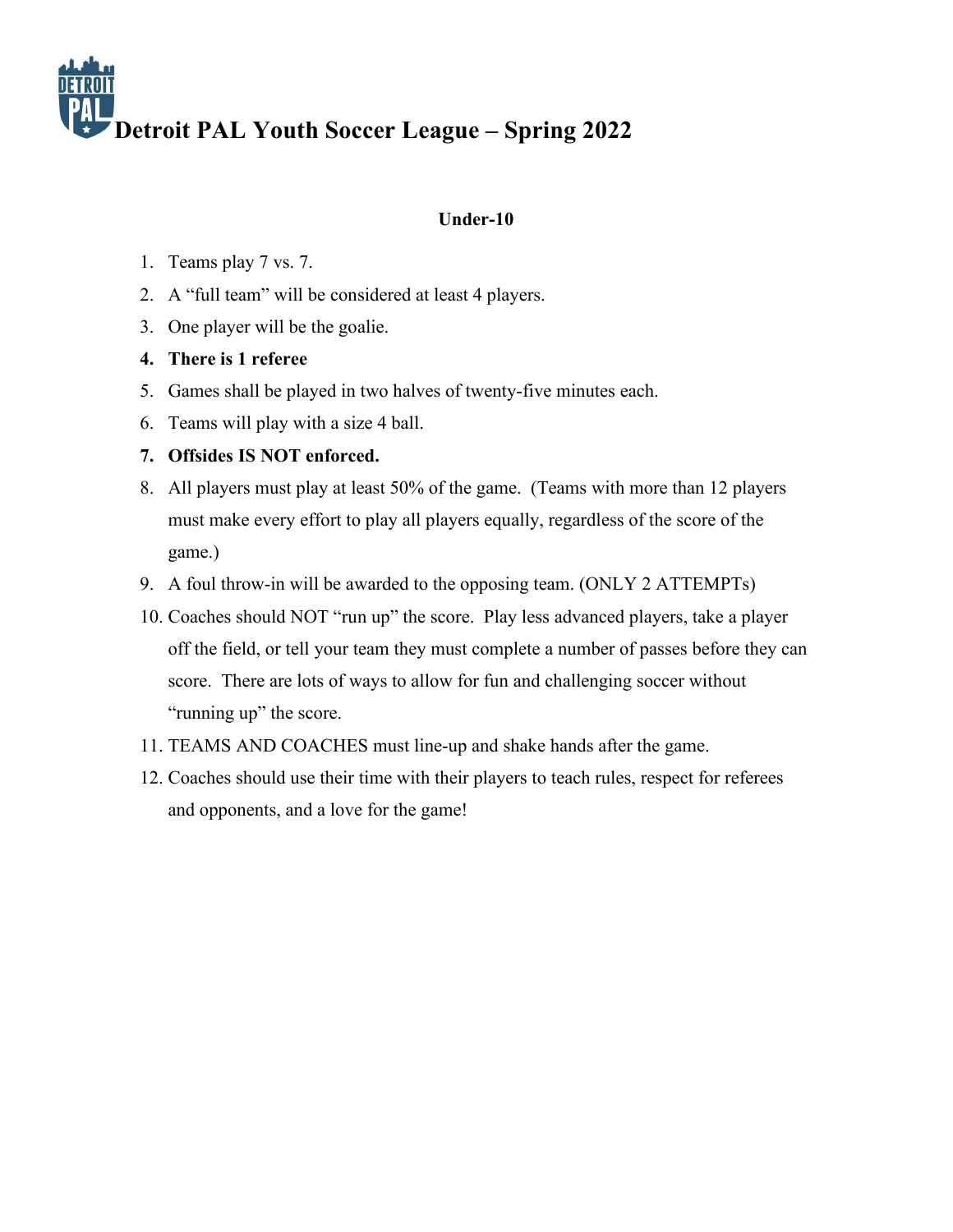# Detroit PAL Youth Soccer League – Spring 2022

## Under-10

1. Teams play 7 vs. 7.
2. A "full team" will be considered at least 4 players.
3. One player will be the goalie.
4. **There is 1 referee**
5. Games shall be played in two halves of twenty-five minutes each.
6. Teams will play with a size 4 ball.
7. **Offsides IS NOT enforced.**
8. All players must play at least 50% of the game. (Teams with more than 12 players must make every effort to play all players equally, regardless of the score of the game.)
9. A foul throw-in will be awarded to the opposing team. (ONLY 2 ATTEMPTs)
10. Coaches should NOT "run up" the score. Play less advanced players, take a player off the field, or tell your team they must complete a number of passes before they can score. There are lots of ways to allow for fun and challenging soccer without "running up" the score.
11. TEAMS AND COACHES must line-up and shake hands after the game.
12. Coaches should use their time with their players to teach rules, respect for referees and opponents, and a love for the game!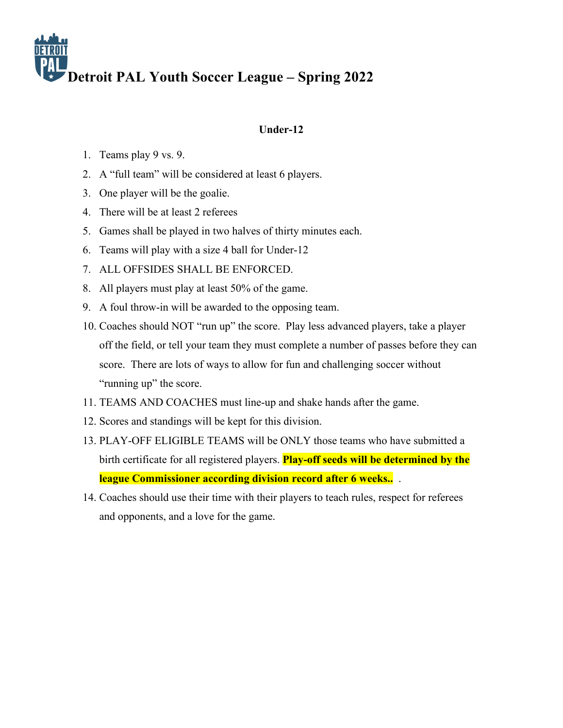# Detroit PAL Youth Soccer League – Spring 2022

**Under-12**

1. Teams play 9 vs. 9.
2. A "full team" will be considered at least 6 players.
3. One player will be the goalie.
4. There will be at least 2 referees
5. Games shall be played in two halves of thirty minutes each.
6. Teams will play with a size 4 ball for Under-12
7. ALL OFFSIDES SHALL BE ENFORCED.
8. All players must play at least 50% of the game.
9. A foul throw-in will be awarded to the opposing team.
10. Coaches should NOT "run up" the score. Play less advanced players, take a player off the field, or tell your team they must complete a number of passes before they can score. There are lots of ways to allow for fun and challenging soccer without "running up" the score.
11. TEAMS AND COACHES must line-up and shake hands after the game.
12. Scores and standings will be kept for this division.
13. PLAY-OFF ELIGIBLE TEAMS will be ONLY those teams who have submitted a birth certificate for all registered players. **Play-off seeds will be determined by the league Commissioner according division record after 6 weeks..** .
14. Coaches should use their time with their players to teach rules, respect for referees and opponents, and a love for the game.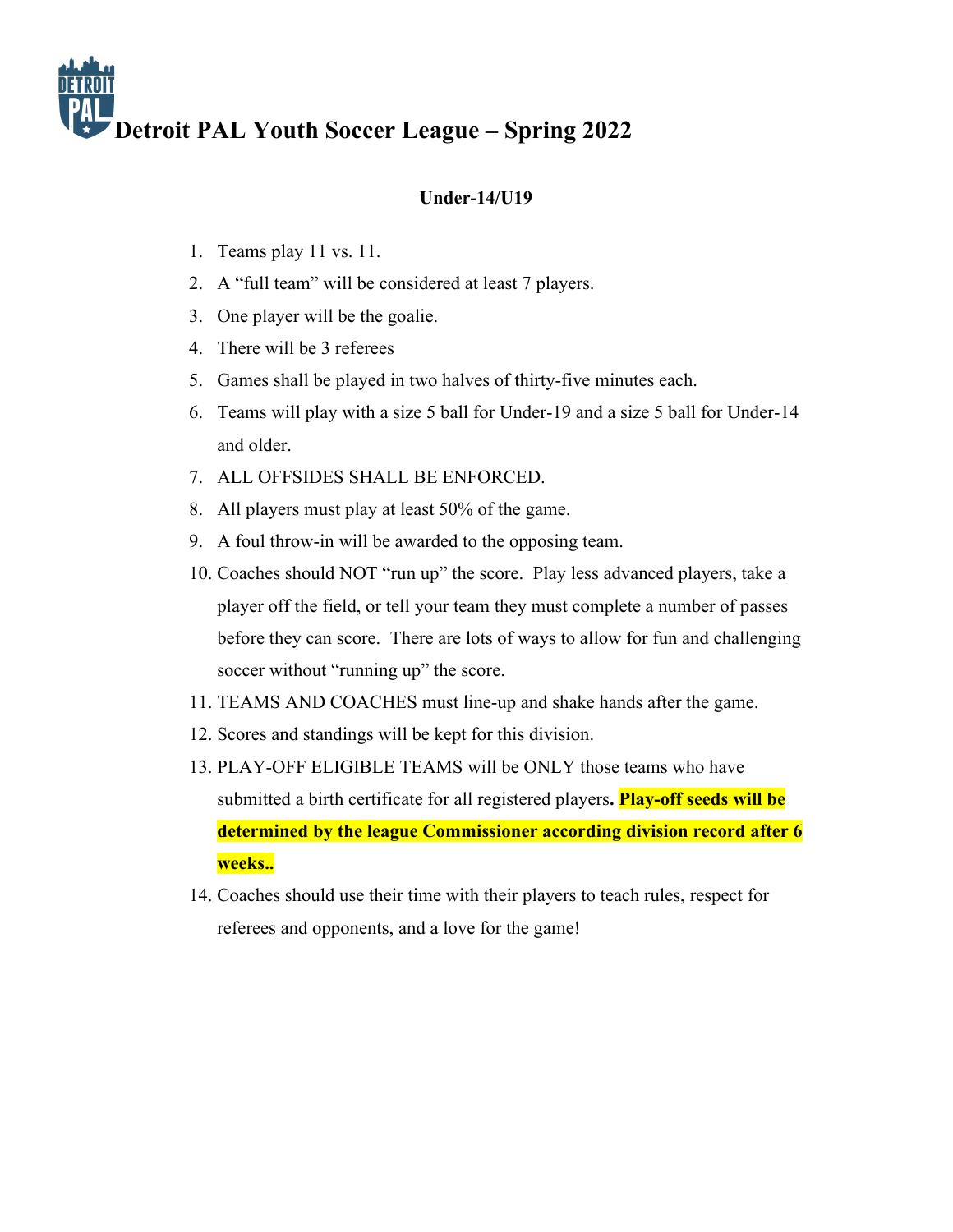# Detroit PAL Youth Soccer League – Spring 2022

**Under-14/U19**

1. Teams play 11 vs. 11.
2. A "full team" will be considered at least 7 players.
3. One player will be the goalie.
4. There will be 3 referees
5. Games shall be played in two halves of thirty-five minutes each.
6. Teams will play with a size 5 ball for Under-19 and a size 5 ball for Under-14 and older.
7. ALL OFFSIDES SHALL BE ENFORCED.
8. All players must play at least 50% of the game.
9. A foul throw-in will be awarded to the opposing team.
10. Coaches should NOT "run up" the score. Play less advanced players, take a player off the field, or tell your team they must complete a number of passes before they can score. There are lots of ways to allow for fun and challenging soccer without "running up" the score.
11. TEAMS AND COACHES must line-up and shake hands after the game.
12. Scores and standings will be kept for this division.
13. PLAY-OFF ELIGIBLE TEAMS will be ONLY those teams who have submitted a birth certificate for all registered players**. Play-off seeds will be determined by the league Commissioner according division record after 6 weeks..**
14. Coaches should use their time with their players to teach rules, respect for referees and opponents, and a love for the game!